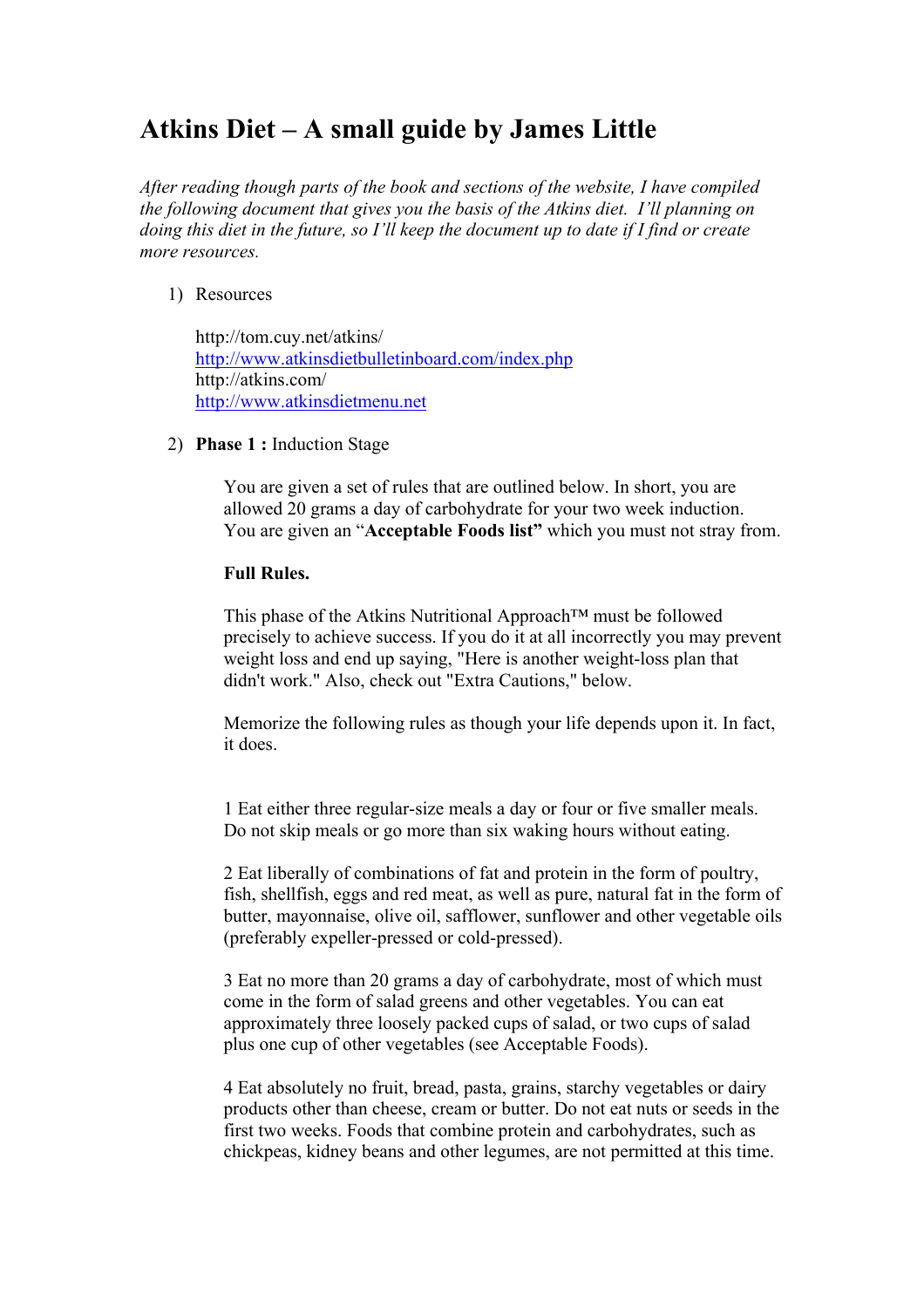# Atkins Diet – A small guide by James Little

*After reading though parts of the book and sections of the website, I have compiled the following document that gives you the basis of the Atkins diet. I'll planning on doing this diet in the future, so I'll keep the document up to date if I find or create more resources.*

1) Resources

   http://tom.cuy.net/atkins/
   http://www.atkinsdietbulletinboard.com/index.php
   http://atkins.com/
   http://www.atkinsdietmenu.net

2) **Phase 1 :** Induction Stage

   You are given a set of rules that are outlined below. In short, you are allowed 20 grams a day of carbohydrate for your two week induction. You are given an "**Acceptable Foods list"** which you must not stray from.

   **Full Rules.**

   This phase of the Atkins Nutritional Approach™ must be followed precisely to achieve success. If you do it at all incorrectly you may prevent weight loss and end up saying, "Here is another weight-loss plan that didn't work." Also, check out "Extra Cautions," below.

   Memorize the following rules as though your life depends upon it. In fact, it does.

   1 Eat either three regular-size meals a day or four or five smaller meals. Do not skip meals or go more than six waking hours without eating.

   2 Eat liberally of combinations of fat and protein in the form of poultry, fish, shellfish, eggs and red meat, as well as pure, natural fat in the form of butter, mayonnaise, olive oil, safflower, sunflower and other vegetable oils (preferably expeller-pressed or cold-pressed).

   3 Eat no more than 20 grams a day of carbohydrate, most of which must come in the form of salad greens and other vegetables. You can eat approximately three loosely packed cups of salad, or two cups of salad plus one cup of other vegetables (see Acceptable Foods).

   4 Eat absolutely no fruit, bread, pasta, grains, starchy vegetables or dairy products other than cheese, cream or butter. Do not eat nuts or seeds in the first two weeks. Foods that combine protein and carbohydrates, such as chickpeas, kidney beans and other legumes, are not permitted at this time.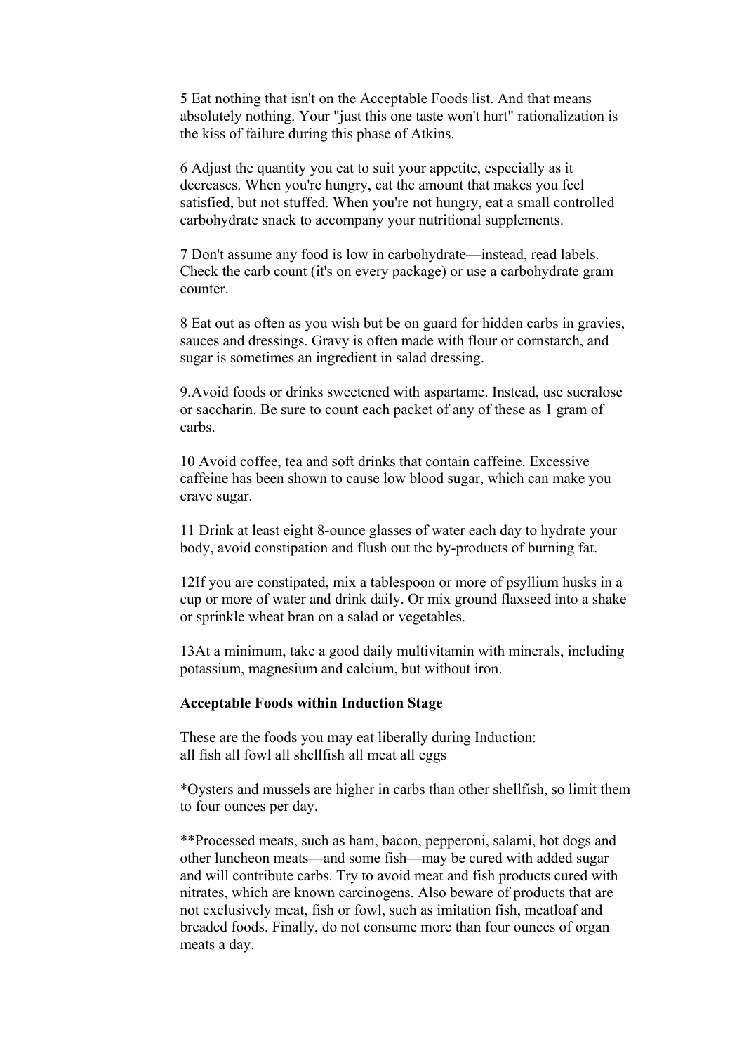5 Eat nothing that isn't on the Acceptable Foods list. And that means absolutely nothing. Your "just this one taste won't hurt" rationalization is the kiss of failure during this phase of Atkins.

6 Adjust the quantity you eat to suit your appetite, especially as it decreases. When you're hungry, eat the amount that makes you feel satisfied, but not stuffed. When you're not hungry, eat a small controlled carbohydrate snack to accompany your nutritional supplements.

7 Don't assume any food is low in carbohydrate—instead, read labels. Check the carb count (it's on every package) or use a carbohydrate gram counter.

8 Eat out as often as you wish but be on guard for hidden carbs in gravies, sauces and dressings. Gravy is often made with flour or cornstarch, and sugar is sometimes an ingredient in salad dressing.

9.Avoid foods or drinks sweetened with aspartame. Instead, use sucralose or saccharin. Be sure to count each packet of any of these as 1 gram of carbs.

10 Avoid coffee, tea and soft drinks that contain caffeine. Excessive caffeine has been shown to cause low blood sugar, which can make you crave sugar.

11 Drink at least eight 8-ounce glasses of water each day to hydrate your body, avoid constipation and flush out the by-products of burning fat.

12If you are constipated, mix a tablespoon or more of psyllium husks in a cup or more of water and drink daily. Or mix ground flaxseed into a shake or sprinkle wheat bran on a salad or vegetables.

13At a minimum, take a good daily multivitamin with minerals, including potassium, magnesium and calcium, but without iron.

**Acceptable Foods within Induction Stage**

These are the foods you may eat liberally during Induction:
all fish all fowl all shellfish all meat all eggs

*Oysters and mussels are higher in carbs than other shellfish, so limit them to four ounces per day.

**Processed meats, such as ham, bacon, pepperoni, salami, hot dogs and other luncheon meats—and some fish—may be cured with added sugar and will contribute carbs. Try to avoid meat and fish products cured with nitrates, which are known carcinogens. Also beware of products that are not exclusively meat, fish or fowl, such as imitation fish, meatloaf and breaded foods. Finally, do not consume more than four ounces of organ meats a day.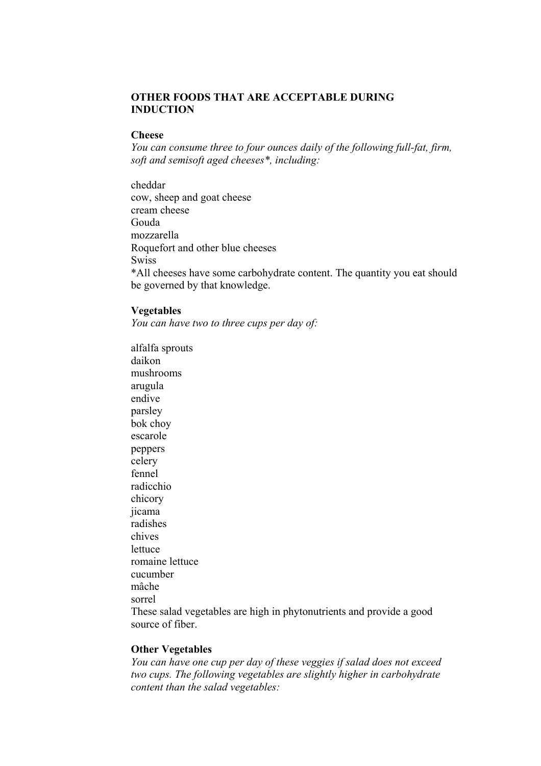**OTHER FOODS THAT ARE ACCEPTABLE DURING INDUCTION**

**Cheese**

*You can consume three to four ounces daily of the following full-fat, firm, soft and semisoft aged cheeses*, including:*

cheddar
cow, sheep and goat cheese
cream cheese
Gouda
mozzarella
Roquefort and other blue cheeses
Swiss
*All cheeses have some carbohydrate content. The quantity you eat should be governed by that knowledge.

**Vegetables**

*You can have two to three cups per day of:*

alfalfa sprouts
daikon
mushrooms
arugula
endive
parsley
bok choy
escarole
peppers
celery
fennel
radicchio
chicory
jicama
radishes
chives
lettuce
romaine lettuce
cucumber
mâche
sorrel
These salad vegetables are high in phytonutrients and provide a good source of fiber.

**Other Vegetables**

*You can have one cup per day of these veggies if salad does not exceed two cups. The following vegetables are slightly higher in carbohydrate content than the salad vegetables:*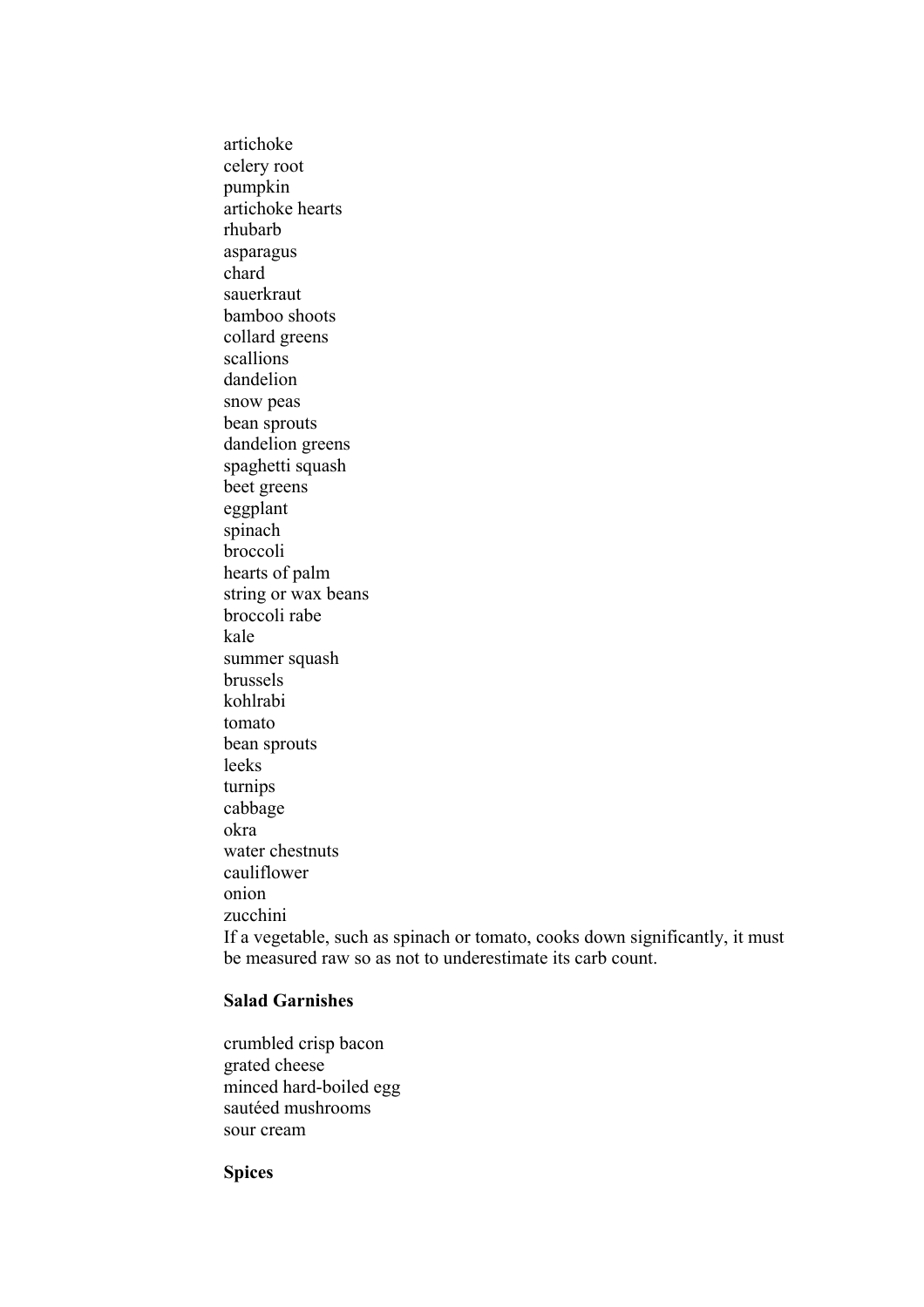artichoke
celery root
pumpkin
artichoke hearts
rhubarb
asparagus
chard
sauerkraut
bamboo shoots
collard greens
scallions
dandelion
snow peas
bean sprouts
dandelion greens
spaghetti squash
beet greens
eggplant
spinach
broccoli
hearts of palm
string or wax beans
broccoli rabe
kale
summer squash
brussels
kohlrabi
tomato
bean sprouts
leeks
turnips
cabbage
okra
water chestnuts
cauliflower
onion
zucchini
If a vegetable, such as spinach or tomato, cooks down significantly, it must be measured raw so as not to underestimate its carb count.

**Salad Garnishes**

crumbled crisp bacon
grated cheese
minced hard-boiled egg
sautéed mushrooms
sour cream

**Spices**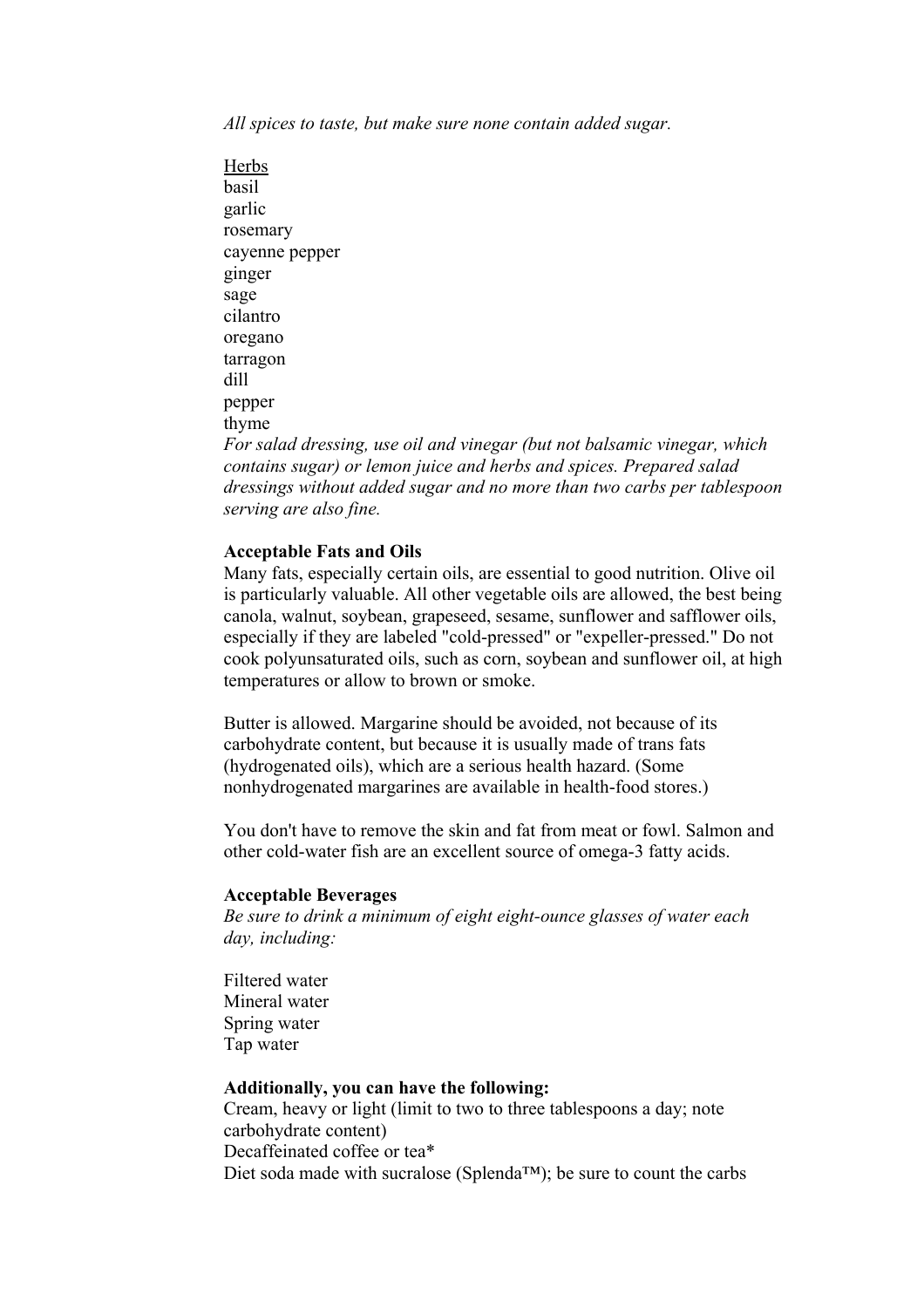*All spices to taste, but make sure none contain added sugar.*

<u>Herbs</u>
basil
garlic
rosemary
cayenne pepper
ginger
sage
cilantro
oregano
tarragon
dill
pepper
thyme

*For salad dressing, use oil and vinegar (but not balsamic vinegar, which contains sugar) or lemon juice and herbs and spices. Prepared salad dressings without added sugar and no more than two carbs per tablespoon serving are also fine.*

**Acceptable Fats and Oils**

Many fats, especially certain oils, are essential to good nutrition. Olive oil is particularly valuable. All other vegetable oils are allowed, the best being canola, walnut, soybean, grapeseed, sesame, sunflower and safflower oils, especially if they are labeled "cold-pressed" or "expeller-pressed." Do not cook polyunsaturated oils, such as corn, soybean and sunflower oil, at high temperatures or allow to brown or smoke.

Butter is allowed. Margarine should be avoided, not because of its carbohydrate content, but because it is usually made of trans fats (hydrogenated oils), which are a serious health hazard. (Some nonhydrogenated margarines are available in health-food stores.)

You don't have to remove the skin and fat from meat or fowl. Salmon and other cold-water fish are an excellent source of omega-3 fatty acids.

**Acceptable Beverages**

*Be sure to drink a minimum of eight eight-ounce glasses of water each day, including:*

Filtered water
Mineral water
Spring water
Tap water

**Additionally, you can have the following:**

Cream, heavy or light (limit to two to three tablespoons a day; note carbohydrate content)
Decaffeinated coffee or tea*
Diet soda made with sucralose (Splenda™); be sure to count the carbs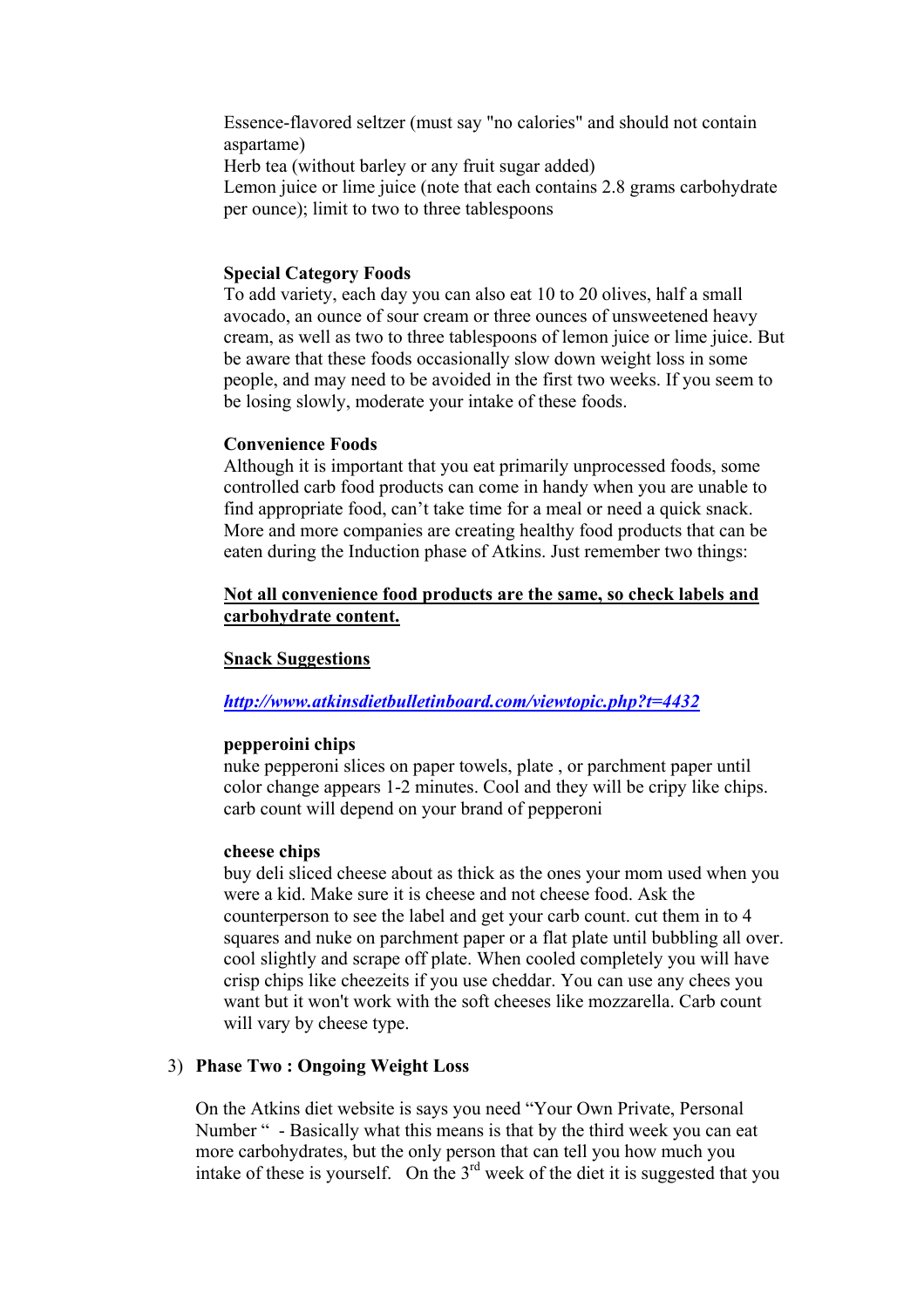Essence-flavored seltzer (must say "no calories" and should not contain aspartame)
Herb tea (without barley or any fruit sugar added)
Lemon juice or lime juice (note that each contains 2.8 grams carbohydrate per ounce); limit to two to three tablespoons

**Special Category Foods**
To add variety, each day you can also eat 10 to 20 olives, half a small avocado, an ounce of sour cream or three ounces of unsweetened heavy cream, as well as two to three tablespoons of lemon juice or lime juice. But be aware that these foods occasionally slow down weight loss in some people, and may need to be avoided in the first two weeks. If you seem to be losing slowly, moderate your intake of these foods.

**Convenience Foods**
Although it is important that you eat primarily unprocessed foods, some controlled carb food products can come in handy when you are unable to find appropriate food, can't take time for a meal or need a quick snack. More and more companies are creating healthy food products that can be eaten during the Induction phase of Atkins. Just remember two things:

**Not all convenience food products are the same, so check labels and carbohydrate content.**

**Snack Suggestions**

***http://www.atkinsdietbulletinboard.com/viewtopic.php?t=4432***

**pepperoini chips**
nuke pepperoni slices on paper towels, plate , or parchment paper until color change appears 1-2 minutes. Cool and they will be cripy like chips. carb count will depend on your brand of pepperoni

**cheese chips**
buy deli sliced cheese about as thick as the ones your mom used when you were a kid. Make sure it is cheese and not cheese food. Ask the counterperson to see the label and get your carb count. cut them in to 4 squares and nuke on parchment paper or a flat plate until bubbling all over. cool slightly and scrape off plate. When cooled completely you will have crisp chips like cheezeits if you use cheddar. You can use any chees you want but it won't work with the soft cheeses like mozzarella. Carb count will vary by cheese type.

3) **Phase Two : Ongoing Weight Loss**

On the Atkins diet website is says you need "Your Own Private, Personal Number " - Basically what this means is that by the third week you can eat more carbohydrates, but the only person that can tell you how much you intake of these is yourself. On the 3rd week of the diet it is suggested that you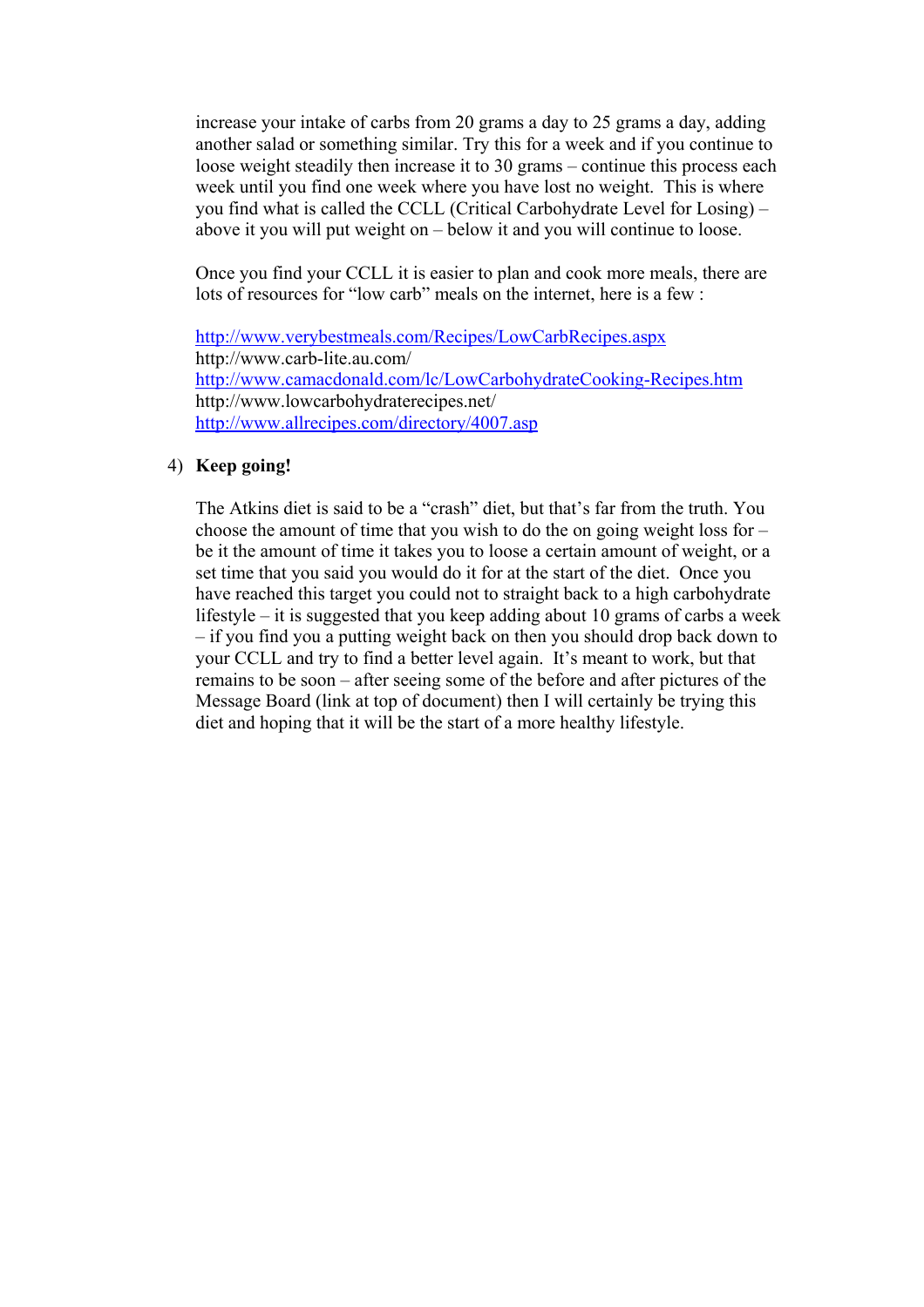increase your intake of carbs from 20 grams a day to 25 grams a day, adding another salad or something similar. Try this for a week and if you continue to loose weight steadily then increase it to 30 grams – continue this process each week until you find one week where you have lost no weight. This is where you find what is called the CCLL (Critical Carbohydrate Level for Losing) – above it you will put weight on – below it and you will continue to loose.

Once you find your CCLL it is easier to plan and cook more meals, there are lots of resources for "low carb" meals on the internet, here is a few :

[http://www.verybestmeals.com/Recipes/LowCarbRecipes.aspx](http://www.verybestmeals.com/Recipes/LowCarbRecipes.aspx)
http://www.carb-lite.au.com/
[http://www.camacdonald.com/lc/LowCarbohydrateCooking-Recipes.htm](http://www.camacdonald.com/lc/LowCarbohydrateCooking-Recipes.htm)
http://www.lowcarbohydraterecipes.net/
[http://www.allrecipes.com/directory/4007.asp](http://www.allrecipes.com/directory/4007.asp)

4) **Keep going!**

The Atkins diet is said to be a "crash" diet, but that's far from the truth. You choose the amount of time that you wish to do the on going weight loss for – be it the amount of time it takes you to loose a certain amount of weight, or a set time that you said you would do it for at the start of the diet. Once you have reached this target you could not to straight back to a high carbohydrate lifestyle – it is suggested that you keep adding about 10 grams of carbs a week – if you find you a putting weight back on then you should drop back down to your CCLL and try to find a better level again. It's meant to work, but that remains to be soon – after seeing some of the before and after pictures of the Message Board (link at top of document) then I will certainly be trying this diet and hoping that it will be the start of a more healthy lifestyle.